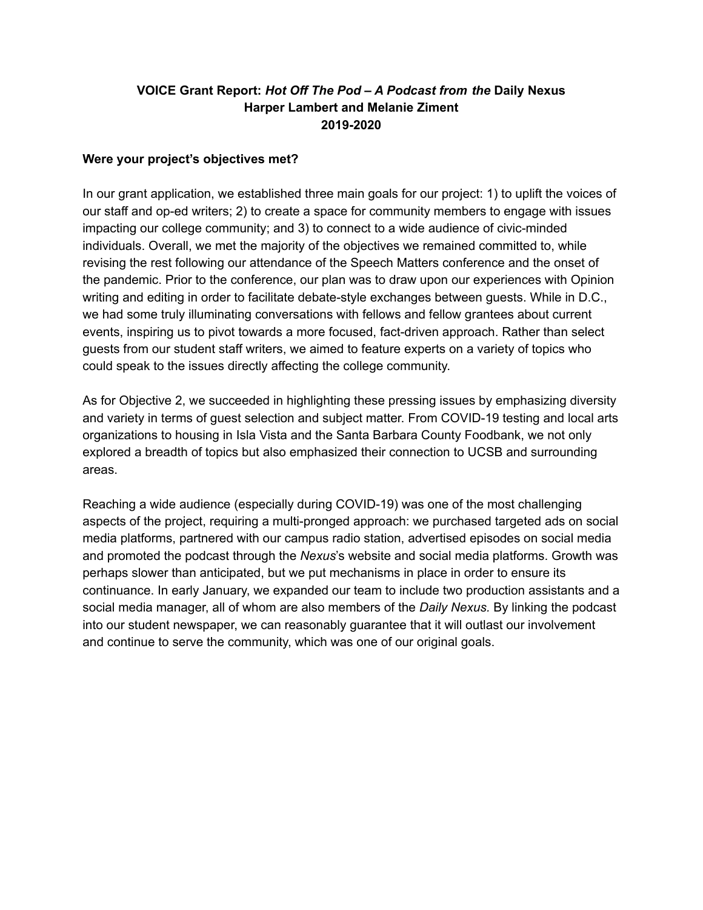**VOICE Grant Report: *Hot Off The Pod – A Podcast from the* Daily Nexus**
**Harper Lambert and Melanie Ziment**
**2019-2020**

**Were your project's objectives met?**

In our grant application, we established three main goals for our project: 1) to uplift the voices of our staff and op-ed writers; 2) to create a space for community members to engage with issues impacting our college community; and 3) to connect to a wide audience of civic-minded individuals. Overall, we met the majority of the objectives we remained committed to, while revising the rest following our attendance of the Speech Matters conference and the onset of the pandemic. Prior to the conference, our plan was to draw upon our experiences with Opinion writing and editing in order to facilitate debate-style exchanges between guests. While in D.C., we had some truly illuminating conversations with fellows and fellow grantees about current events, inspiring us to pivot towards a more focused, fact-driven approach. Rather than select guests from our student staff writers, we aimed to feature experts on a variety of topics who could speak to the issues directly affecting the college community.

As for Objective 2, we succeeded in highlighting these pressing issues by emphasizing diversity and variety in terms of guest selection and subject matter. From COVID-19 testing and local arts organizations to housing in Isla Vista and the Santa Barbara County Foodbank, we not only explored a breadth of topics but also emphasized their connection to UCSB and surrounding areas.

Reaching a wide audience (especially during COVID-19) was one of the most challenging aspects of the project, requiring a multi-pronged approach: we purchased targeted ads on social media platforms, partnered with our campus radio station, advertised episodes on social media and promoted the podcast through the *Nexus*'s website and social media platforms. Growth was perhaps slower than anticipated, but we put mechanisms in place in order to ensure its continuance. In early January, we expanded our team to include two production assistants and a social media manager, all of whom are also members of the *Daily Nexus.* By linking the podcast into our student newspaper, we can reasonably guarantee that it will outlast our involvement and continue to serve the community, which was one of our original goals.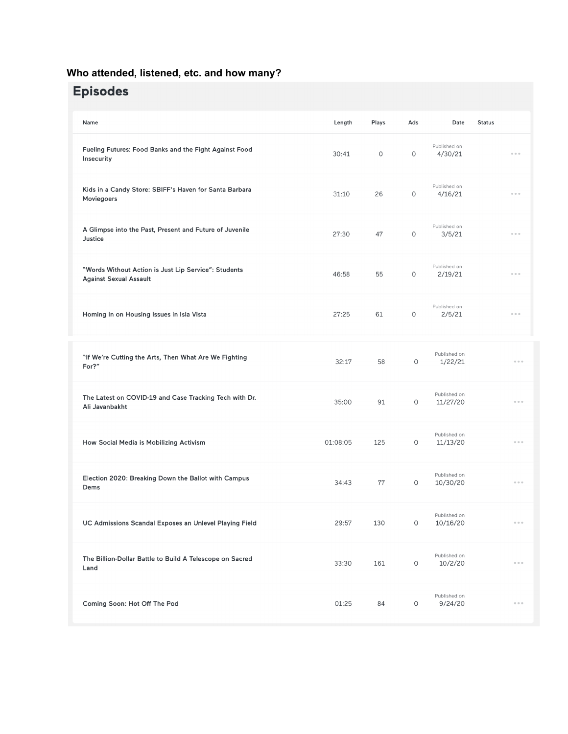**Who attended, listened, etc. and how many?**

## Episodes

| Name | Length | Plays | Ads | Date | Status |
|---|---|---|---|---|---|
| Fueling Futures: Food Banks and the Fight Against Food Insecurity | 30:41 | 0 | 0 | Published on 4/30/21 | |
| Kids in a Candy Store: SBIFF's Haven for Santa Barbara Moviegoers | 31:10 | 26 | 0 | Published on 4/16/21 | |
| A Glimpse into the Past, Present and Future of Juvenile Justice | 27:30 | 47 | 0 | Published on 3/5/21 | |
| "Words Without Action is Just Lip Service": Students Against Sexual Assault | 46:58 | 55 | 0 | Published on 2/19/21 | |
| Homing In on Housing Issues in Isla Vista | 27:25 | 61 | 0 | Published on 2/5/21 | |
| "If We're Cutting the Arts, Then What Are We Fighting For?" | 32:17 | 58 | 0 | Published on 1/22/21 | |
| The Latest on COVID-19 and Case Tracking Tech with Dr. Ali Javanbakht | 35:00 | 91 | 0 | Published on 11/27/20 | |
| How Social Media is Mobilizing Activism | 01:08:05 | 125 | 0 | Published on 11/13/20 | |
| Election 2020: Breaking Down the Ballot with Campus Dems | 34:43 | 77 | 0 | Published on 10/30/20 | |
| UC Admissions Scandal Exposes an Unlevel Playing Field | 29:57 | 130 | 0 | Published on 10/16/20 | |
| The Billion-Dollar Battle to Build A Telescope on Sacred Land | 33:30 | 161 | 0 | Published on 10/2/20 | |
| Coming Soon: Hot Off The Pod | 01:25 | 84 | 0 | Published on 9/24/20 | |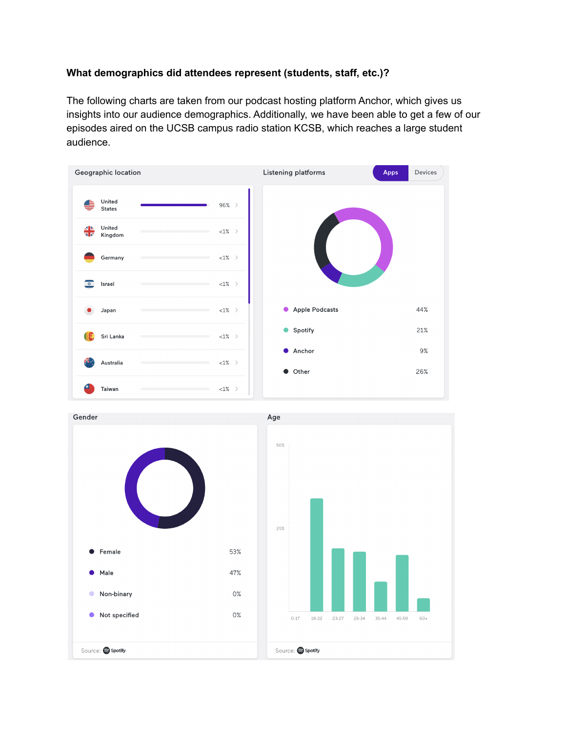**What demographics did attendees represent (students, staff, etc.)?**

The following charts are taken from our podcast hosting platform Anchor, which gives us insights into our audience demographics. Additionally, we have been able to get a few of our episodes aired on the UCSB campus radio station KCSB, which reaches a large student audience.

Geographic location

| Country | Share |
| --- | --- |
| United States | 96% |
| United Kingdom | <1% |
| Germany | <1% |
| Israel | <1% |
| Japan | <1% |
| Sri Lanka | <1% |
| Australia | <1% |
| Taiwan | <1% |

Listening platforms (Apps | Devices)

| Platform | Share |
| --- | --- |
| Apple Podcasts | 44% |
| Spotify | 21% |
| Anchor | 9% |
| Other | 26% |

Gender

| Gender | Share |
| --- | --- |
| Female | 53% |
| Male | 47% |
| Non-binary | 0% |
| Not specified | 0% |

Source: Spotify

Age

50%
25%

0-17, 18-22, 23-27, 28-34, 35-44, 45-59, 60+

Source: Spotify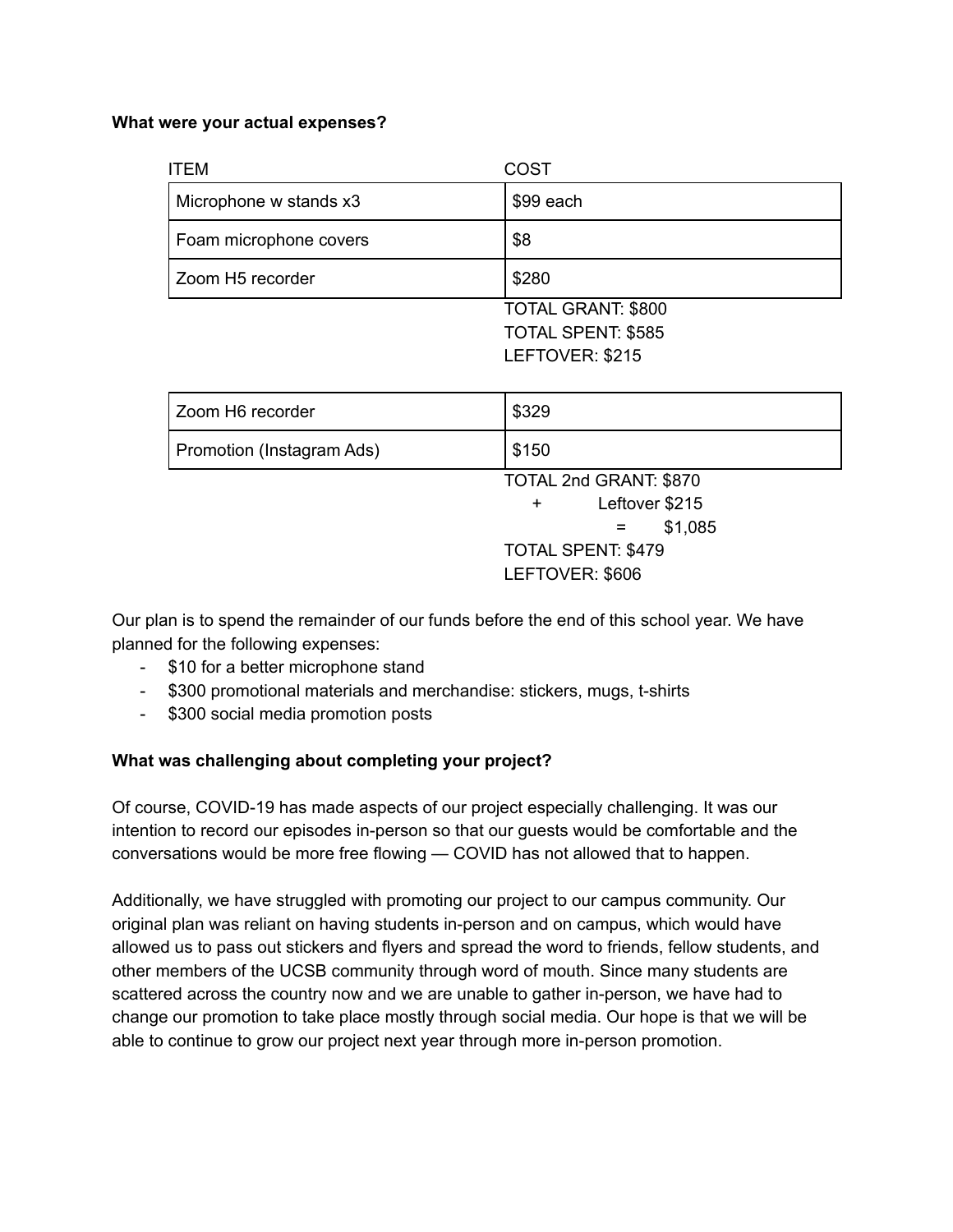**What were your actual expenses?**

| ITEM | COST |
| --- | --- |
| Microphone w stands x3 | $99 each |
| Foam microphone covers | $8 |
| Zoom H5 recorder | $280 |

TOTAL GRANT: $800
TOTAL SPENT: $585
LEFTOVER: $215

| | |
| --- | --- |
| Zoom H6 recorder | $329 |
| Promotion (Instagram Ads) | $150 |

TOTAL 2nd GRANT: $870
\+ Leftover $215
= $1,085
TOTAL SPENT: $479
LEFTOVER: $606

Our plan is to spend the remainder of our funds before the end of this school year. We have planned for the following expenses:

- $10 for a better microphone stand
- $300 promotional materials and merchandise: stickers, mugs, t-shirts
- $300 social media promotion posts

**What was challenging about completing your project?**

Of course, COVID-19 has made aspects of our project especially challenging. It was our intention to record our episodes in-person so that our guests would be comfortable and the conversations would be more free flowing — COVID has not allowed that to happen.

Additionally, we have struggled with promoting our project to our campus community. Our original plan was reliant on having students in-person and on campus, which would have allowed us to pass out stickers and flyers and spread the word to friends, fellow students, and other members of the UCSB community through word of mouth. Since many students are scattered across the country now and we are unable to gather in-person, we have had to change our promotion to take place mostly through social media. Our hope is that we will be able to continue to grow our project next year through more in-person promotion.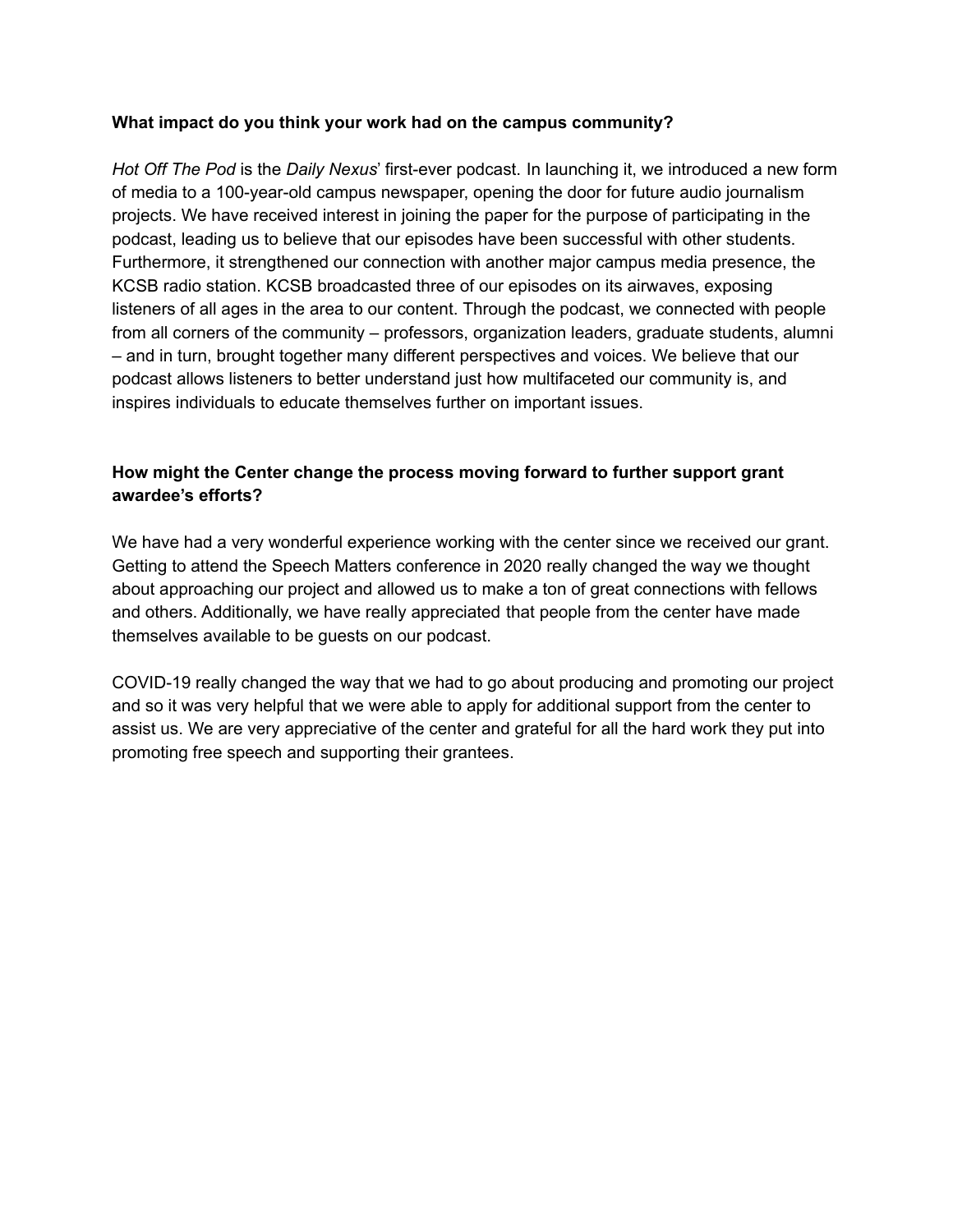**What impact do you think your work had on the campus community?**

*Hot Off The Pod* is the *Daily Nexus*' first-ever podcast. In launching it, we introduced a new form of media to a 100-year-old campus newspaper, opening the door for future audio journalism projects. We have received interest in joining the paper for the purpose of participating in the podcast, leading us to believe that our episodes have been successful with other students. Furthermore, it strengthened our connection with another major campus media presence, the KCSB radio station. KCSB broadcasted three of our episodes on its airwaves, exposing listeners of all ages in the area to our content. Through the podcast, we connected with people from all corners of the community – professors, organization leaders, graduate students, alumni – and in turn, brought together many different perspectives and voices. We believe that our podcast allows listeners to better understand just how multifaceted our community is, and inspires individuals to educate themselves further on important issues.

**How might the Center change the process moving forward to further support grant awardee's efforts?**

We have had a very wonderful experience working with the center since we received our grant. Getting to attend the Speech Matters conference in 2020 really changed the way we thought about approaching our project and allowed us to make a ton of great connections with fellows and others. Additionally, we have really appreciated that people from the center have made themselves available to be guests on our podcast.

COVID-19 really changed the way that we had to go about producing and promoting our project and so it was very helpful that we were able to apply for additional support from the center to assist us. We are very appreciative of the center and grateful for all the hard work they put into promoting free speech and supporting their grantees.